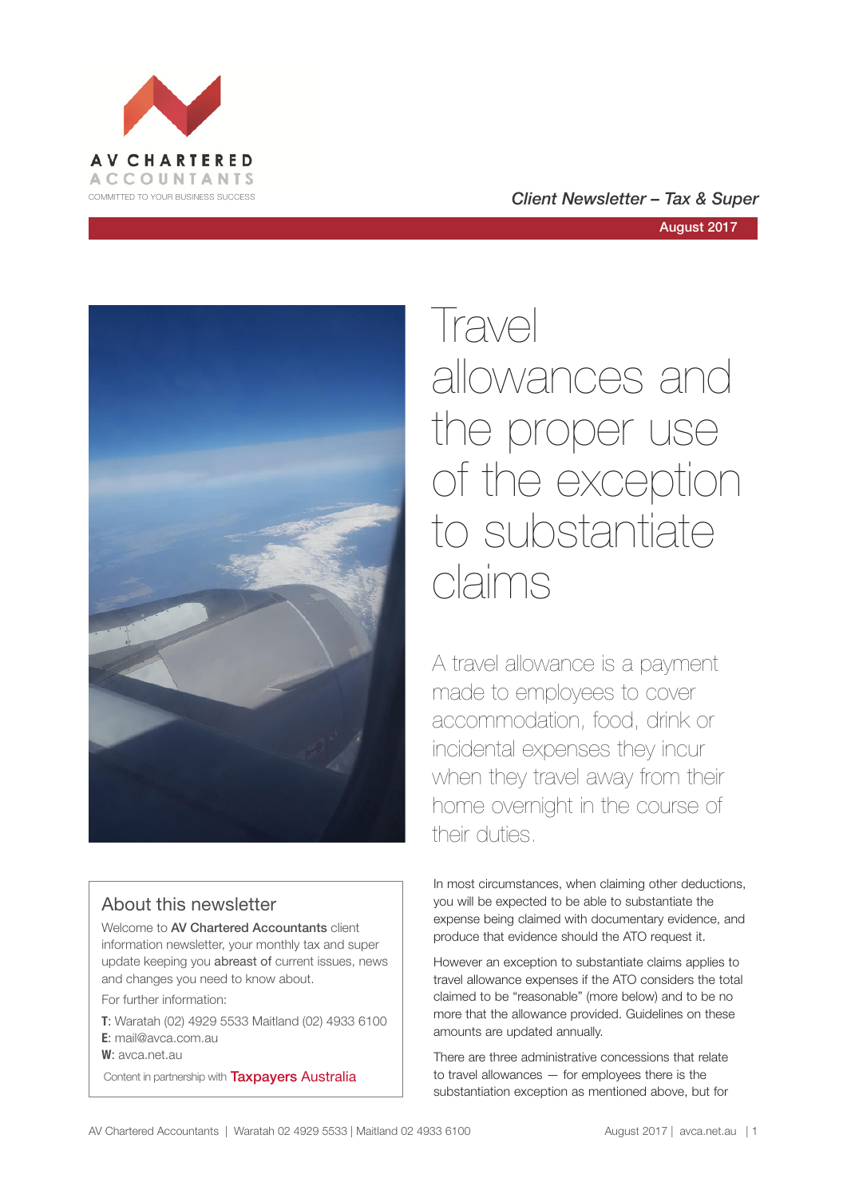AV CHARTERED ACCOUNTANTS

COMMITTED TO YOUR BUSINESS SUCCESS

*Client Newsletter – Tax & Super*

August 2017

# Travel allowances and the proper use of the exception to substantiate claims

A travel allowance is a payment made to employees to cover accommodation, food, drink or incidental expenses they incur when they travel away from their home overnight in the course of their duties.

In most circumstances, when claiming other deductions, you will be expected to be able to substantiate the expense being claimed with documentary evidence, and produce that evidence should the ATO request it.

However an exception to substantiate claims applies to travel allowance expenses if the ATO considers the total claimed to be "reasonable" (more below) and to be no more that the allowance provided. Guidelines on these amounts are updated annually.

There are three administrative concessions that relate to travel allowances — for employees there is the substantiation exception as mentioned above, but for

## About this newsletter

Welcome to **AV Chartered Accountants** client information newsletter, your monthly tax and super update keeping you **abreast of** current issues, news and changes you need to know about.

For further information:

**T**: Waratah (02) 4929 5533 Maitland (02) 4933 6100  
**E**: mail@avca.com.au  
**W**: avca.net.au

Content in partnership with Taxpayers Australia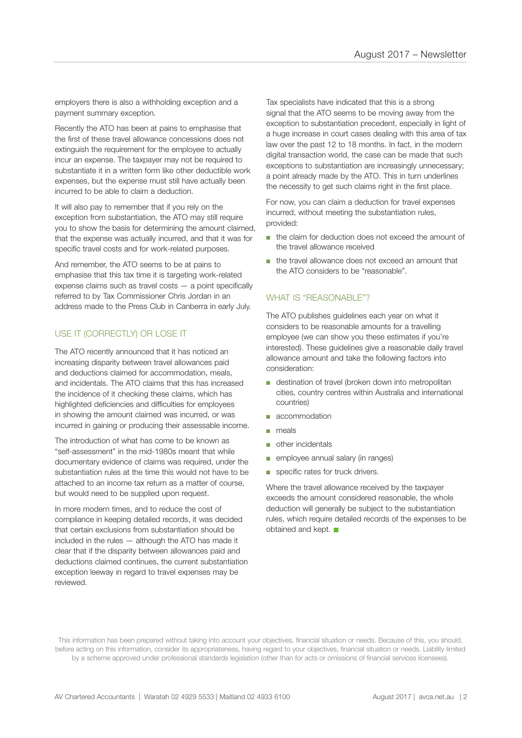employers there is also a withholding exception and a payment summary exception.

Recently the ATO has been at pains to emphasise that the first of these travel allowance concessions does not extinguish the requirement for the employee to actually incur an expense. The taxpayer may not be required to substantiate it in a written form like other deductible work expenses, but the expense must still have actually been incurred to be able to claim a deduction.

It will also pay to remember that if you rely on the exception from substantiation, the ATO may still require you to show the basis for determining the amount claimed, that the expense was actually incurred, and that it was for specific travel costs and for work-related purposes.

And remember, the ATO seems to be at pains to emphasise that this tax time it is targeting work-related expense claims such as travel costs — a point specifically referred to by Tax Commissioner Chris Jordan in an address made to the Press Club in Canberra in early July.

## USE IT (CORRECTLY) OR LOSE IT

The ATO recently announced that it has noticed an increasing disparity between travel allowances paid and deductions claimed for accommodation, meals, and incidentals. The ATO claims that this has increased the incidence of it checking these claims, which has highlighted deficiencies and difficulties for employees in showing the amount claimed was incurred, or was incurred in gaining or producing their assessable income.

The introduction of what has come to be known as "self-assessment" in the mid-1980s meant that while documentary evidence of claims was required, under the substantiation rules at the time this would not have to be attached to an income tax return as a matter of course, but would need to be supplied upon request.

In more modern times, and to reduce the cost of compliance in keeping detailed records, it was decided that certain exclusions from substantiation should be included in the rules — although the ATO has made it clear that if the disparity between allowances paid and deductions claimed continues, the current substantiation exception leeway in regard to travel expenses may be reviewed.

Tax specialists have indicated that this is a strong signal that the ATO seems to be moving away from the exception to substantiation precedent, especially in light of a huge increase in court cases dealing with this area of tax law over the past 12 to 18 months. In fact, in the modern digital transaction world, the case can be made that such exceptions to substantiation are increasingly unnecessary; a point already made by the ATO. This in turn underlines the necessity to get such claims right in the first place.

For now, you can claim a deduction for travel expenses incurred, without meeting the substantiation rules, provided:

- the claim for deduction does not exceed the amount of the travel allowance received
- the travel allowance does not exceed an amount that the ATO considers to be "reasonable".

## WHAT IS "REASONABLE"?

The ATO publishes guidelines each year on what it considers to be reasonable amounts for a travelling employee (we can show you these estimates if you're interested). These guidelines give a reasonable daily travel allowance amount and take the following factors into consideration:

- destination of travel (broken down into metropolitan cities, country centres within Australia and international countries)
- accommodation
- meals
- other incidentals
- employee annual salary (in ranges)
- specific rates for truck drivers.

Where the travel allowance received by the taxpayer exceeds the amount considered reasonable, the whole deduction will generally be subject to the substantiation rules, which require detailed records of the expenses to be obtained and kept. ■

This information has been prepared without taking into account your objectives, financial situation or needs. Because of this, you should, before acting on this information, consider its appropriateness, having regard to your objectives, financial situation or needs. Liability limited by a scheme approved under professional standards legislation (other than for acts or omissions of financial services licensees).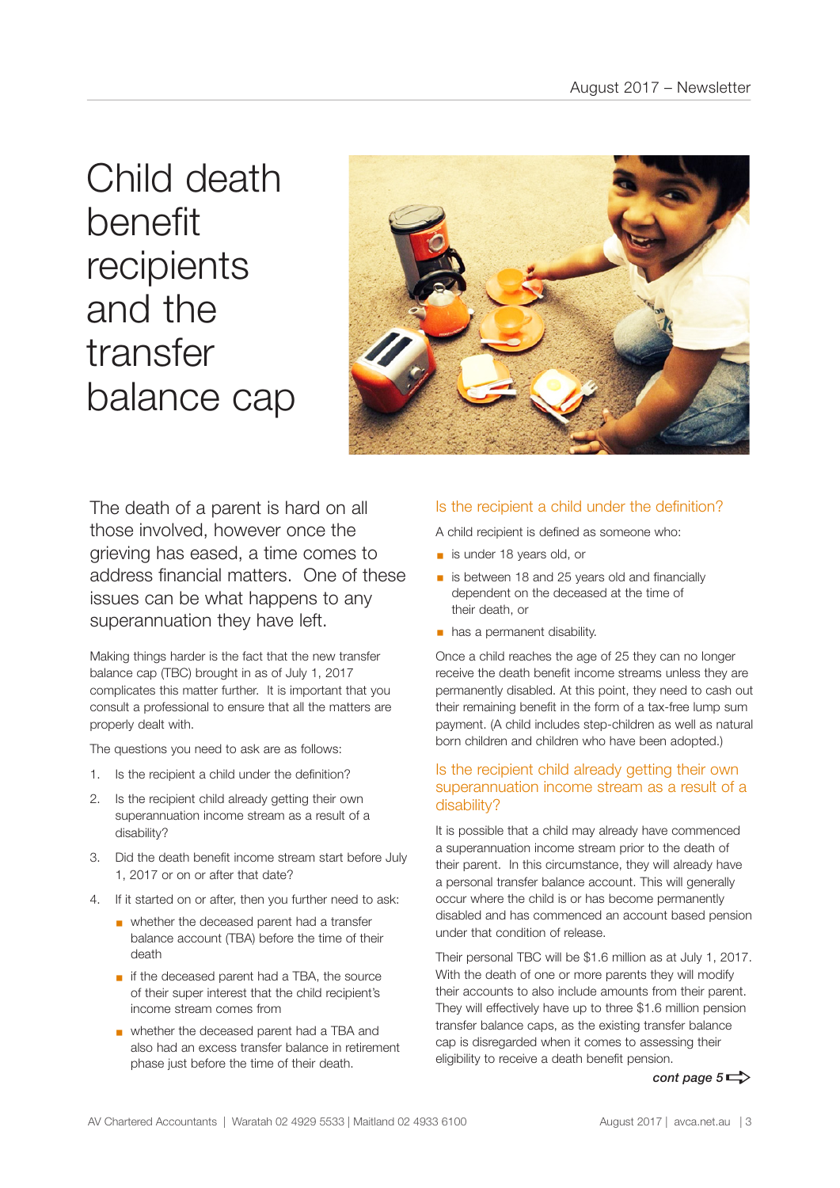# Child death benefit recipients and the transfer balance cap

The death of a parent is hard on all those involved, however once the grieving has eased, a time comes to address financial matters. One of these issues can be what happens to any superannuation they have left.

Making things harder is the fact that the new transfer balance cap (TBC) brought in as of July 1, 2017 complicates this matter further. It is important that you consult a professional to ensure that all the matters are properly dealt with.

The questions you need to ask are as follows:

1. Is the recipient a child under the definition?
2. Is the recipient child already getting their own superannuation income stream as a result of a disability?
3. Did the death benefit income stream start before July 1, 2017 or on or after that date?
4. If it started on or after, then you further need to ask:
   - whether the deceased parent had a transfer balance account (TBA) before the time of their death
   - if the deceased parent had a TBA, the source of their super interest that the child recipient's income stream comes from
   - whether the deceased parent had a TBA and also had an excess transfer balance in retirement phase just before the time of their death.

## Is the recipient a child under the definition?

A child recipient is defined as someone who:

- is under 18 years old, or
- is between 18 and 25 years old and financially dependent on the deceased at the time of their death, or
- has a permanent disability.

Once a child reaches the age of 25 they can no longer receive the death benefit income streams unless they are permanently disabled. At this point, they need to cash out their remaining benefit in the form of a tax-free lump sum payment. (A child includes step-children as well as natural born children and children who have been adopted.)

## Is the recipient child already getting their own superannuation income stream as a result of a disability?

It is possible that a child may already have commenced a superannuation income stream prior to the death of their parent. In this circumstance, they will already have a personal transfer balance account. This will generally occur where the child is or has become permanently disabled and has commenced an account based pension under that condition of release.

Their personal TBC will be $1.6 million as at July 1, 2017. With the death of one or more parents they will modify their accounts to also include amounts from their parent. They will effectively have up to three $1.6 million pension transfer balance caps, as the existing transfer balance cap is disregarded when it comes to assessing their eligibility to receive a death benefit pension.

***cont page 5***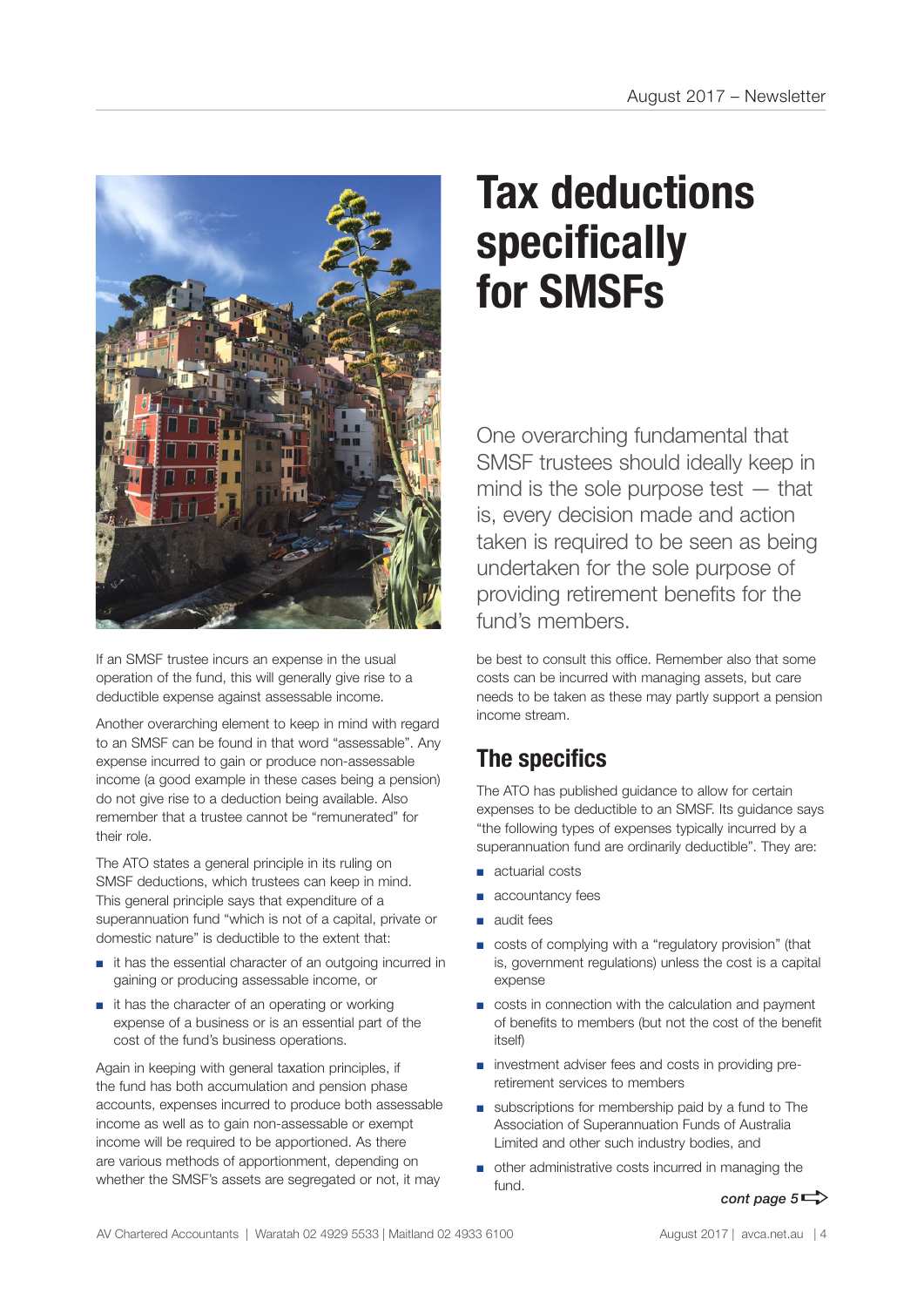# Tax deductions specifically for SMSFs

One overarching fundamental that SMSF trustees should ideally keep in mind is the sole purpose test — that is, every decision made and action taken is required to be seen as being undertaken for the sole purpose of providing retirement benefits for the fund's members.

If an SMSF trustee incurs an expense in the usual operation of the fund, this will generally give rise to a deductible expense against assessable income.

Another overarching element to keep in mind with regard to an SMSF can be found in that word "assessable". Any expense incurred to gain or produce non-assessable income (a good example in these cases being a pension) do not give rise to a deduction being available. Also remember that a trustee cannot be "remunerated" for their role.

The ATO states a general principle in its ruling on SMSF deductions, which trustees can keep in mind. This general principle says that expenditure of a superannuation fund "which is not of a capital, private or domestic nature" is deductible to the extent that:

- it has the essential character of an outgoing incurred in gaining or producing assessable income, or
- it has the character of an operating or working expense of a business or is an essential part of the cost of the fund's business operations.

Again in keeping with general taxation principles, if the fund has both accumulation and pension phase accounts, expenses incurred to produce both assessable income as well as to gain non-assessable or exempt income will be required to be apportioned. As there are various methods of apportionment, depending on whether the SMSF's assets are segregated or not, it may be best to consult this office. Remember also that some costs can be incurred with managing assets, but care needs to be taken as these may partly support a pension income stream.

## The specifics

The ATO has published guidance to allow for certain expenses to be deductible to an SMSF. Its guidance says "the following types of expenses typically incurred by a superannuation fund are ordinarily deductible". They are:

- actuarial costs
- accountancy fees
- audit fees
- costs of complying with a "regulatory provision" (that is, government regulations) unless the cost is a capital expense
- costs in connection with the calculation and payment of benefits to members (but not the cost of the benefit itself)
- investment adviser fees and costs in providing pre-retirement services to members
- subscriptions for membership paid by a fund to The Association of Superannuation Funds of Australia Limited and other such industry bodies, and
- other administrative costs incurred in managing the fund.

*cont page 5*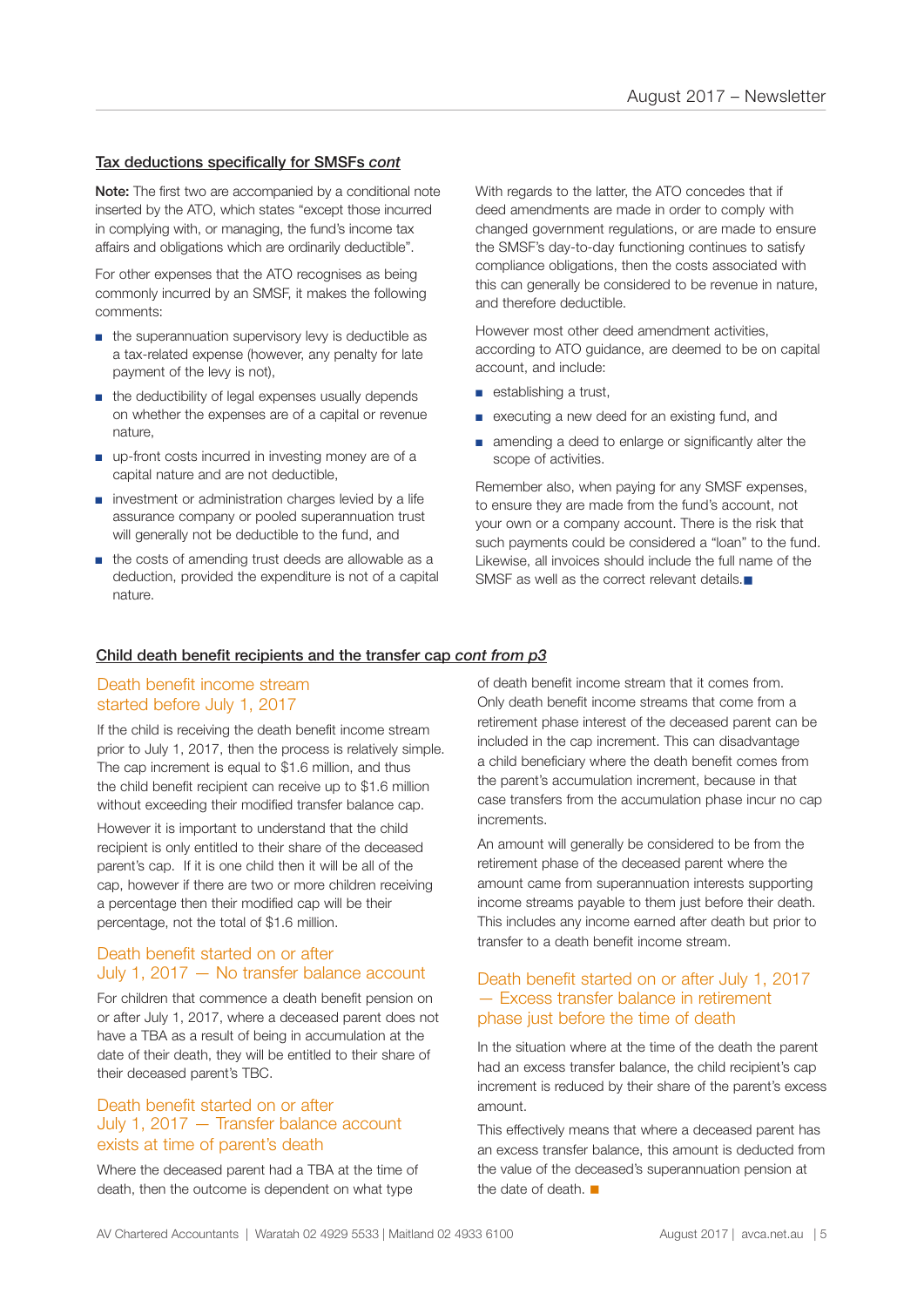## Tax deductions specifically for SMSFs *cont*

**Note:** The first two are accompanied by a conditional note inserted by the ATO, which states "except those incurred in complying with, or managing, the fund's income tax affairs and obligations which are ordinarily deductible".

For other expenses that the ATO recognises as being commonly incurred by an SMSF, it makes the following comments:

- the superannuation supervisory levy is deductible as a tax-related expense (however, any penalty for late payment of the levy is not),
- the deductibility of legal expenses usually depends on whether the expenses are of a capital or revenue nature,
- up-front costs incurred in investing money are of a capital nature and are not deductible,
- investment or administration charges levied by a life assurance company or pooled superannuation trust will generally not be deductible to the fund, and
- the costs of amending trust deeds are allowable as a deduction, provided the expenditure is not of a capital nature.

With regards to the latter, the ATO concedes that if deed amendments are made in order to comply with changed government regulations, or are made to ensure the SMSF's day-to-day functioning continues to satisfy compliance obligations, then the costs associated with this can generally be considered to be revenue in nature, and therefore deductible.

However most other deed amendment activities, according to ATO guidance, are deemed to be on capital account, and include:

- establishing a trust,
- executing a new deed for an existing fund, and
- amending a deed to enlarge or significantly alter the scope of activities.

Remember also, when paying for any SMSF expenses, to ensure they are made from the fund's account, not your own or a company account. There is the risk that such payments could be considered a "loan" to the fund. Likewise, all invoices should include the full name of the SMSF as well as the correct relevant details.■

## Child death benefit recipients and the transfer cap *cont from p3*

### Death benefit income stream started before July 1, 2017

If the child is receiving the death benefit income stream prior to July 1, 2017, then the process is relatively simple. The cap increment is equal to $1.6 million, and thus the child benefit recipient can receive up to $1.6 million without exceeding their modified transfer balance cap.

However it is important to understand that the child recipient is only entitled to their share of the deceased parent's cap. If it is one child then it will be all of the cap, however if there are two or more children receiving a percentage then their modified cap will be their percentage, not the total of $1.6 million.

### Death benefit started on or after July 1, 2017 — No transfer balance account

For children that commence a death benefit pension on or after July 1, 2017, where a deceased parent does not have a TBA as a result of being in accumulation at the date of their death, they will be entitled to their share of their deceased parent's TBC.

### Death benefit started on or after July 1, 2017 — Transfer balance account exists at time of parent's death

Where the deceased parent had a TBA at the time of death, then the outcome is dependent on what type of death benefit income stream that it comes from. Only death benefit income streams that come from a retirement phase interest of the deceased parent can be included in the cap increment. This can disadvantage a child beneficiary where the death benefit comes from the parent's accumulation increment, because in that case transfers from the accumulation phase incur no cap increments.

An amount will generally be considered to be from the retirement phase of the deceased parent where the amount came from superannuation interests supporting income streams payable to them just before their death. This includes any income earned after death but prior to transfer to a death benefit income stream.

### Death benefit started on or after July 1, 2017 — Excess transfer balance in retirement phase just before the time of death

In the situation where at the time of the death the parent had an excess transfer balance, the child recipient's cap increment is reduced by their share of the parent's excess amount.

This effectively means that where a deceased parent has an excess transfer balance, this amount is deducted from the value of the deceased's superannuation pension at the date of death. ■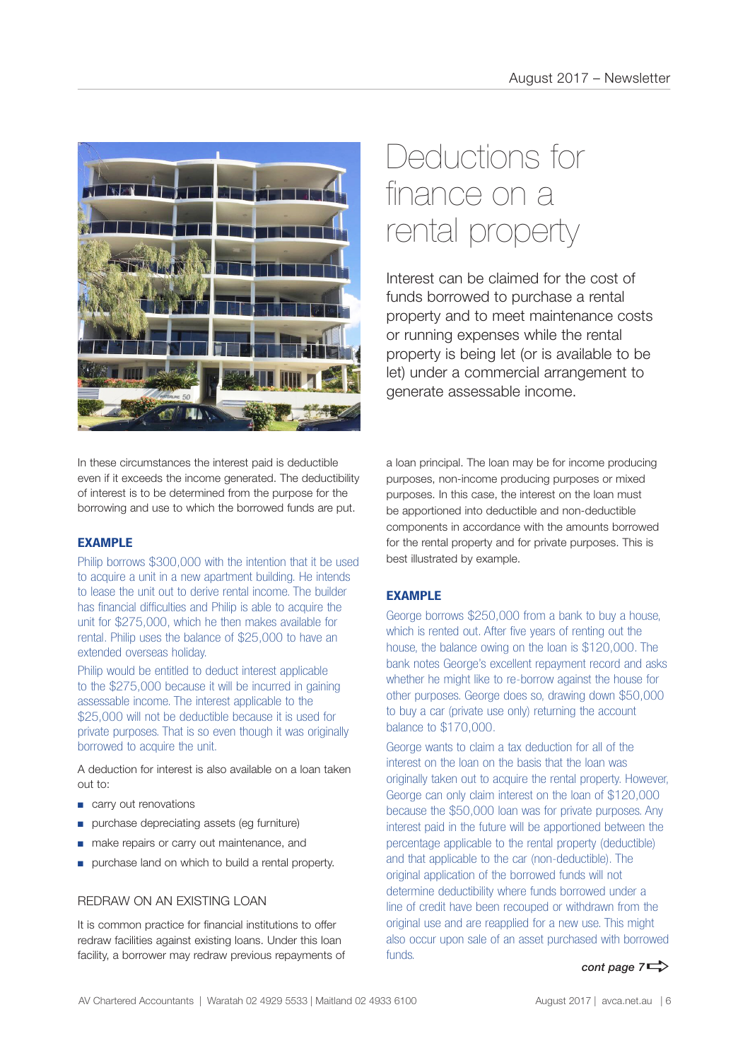# Deductions for finance on a rental property

Interest can be claimed for the cost of funds borrowed to purchase a rental property and to meet maintenance costs or running expenses while the rental property is being let (or is available to be let) under a commercial arrangement to generate assessable income.

In these circumstances the interest paid is deductible even if it exceeds the income generated. The deductibility of interest is to be determined from the purpose for the borrowing and use to which the borrowed funds are put.

### EXAMPLE

Philip borrows $300,000 with the intention that it be used to acquire a unit in a new apartment building. He intends to lease the unit out to derive rental income. The builder has financial difficulties and Philip is able to acquire the unit for $275,000, which he then makes available for rental. Philip uses the balance of $25,000 to have an extended overseas holiday.

Philip would be entitled to deduct interest applicable to the $275,000 because it will be incurred in gaining assessable income. The interest applicable to the $25,000 will not be deductible because it is used for private purposes. That is so even though it was originally borrowed to acquire the unit.

A deduction for interest is also available on a loan taken out to:

- carry out renovations
- purchase depreciating assets (eg furniture)
- make repairs or carry out maintenance, and
- purchase land on which to build a rental property.

## REDRAW ON AN EXISTING LOAN

It is common practice for financial institutions to offer redraw facilities against existing loans. Under this loan facility, a borrower may redraw previous repayments of a loan principal. The loan may be for income producing purposes, non-income producing purposes or mixed purposes. In this case, the interest on the loan must be apportioned into deductible and non-deductible components in accordance with the amounts borrowed for the rental property and for private purposes. This is best illustrated by example.

### EXAMPLE

George borrows $250,000 from a bank to buy a house, which is rented out. After five years of renting out the house, the balance owing on the loan is $120,000. The bank notes George's excellent repayment record and asks whether he might like to re-borrow against the house for other purposes. George does so, drawing down $50,000 to buy a car (private use only) returning the account balance to $170,000.

George wants to claim a tax deduction for all of the interest on the loan on the basis that the loan was originally taken out to acquire the rental property. However, George can only claim interest on the loan of $120,000 because the $50,000 loan was for private purposes. Any interest paid in the future will be apportioned between the percentage applicable to the rental property (deductible) and that applicable to the car (non-deductible). The original application of the borrowed funds will not determine deductibility where funds borrowed under a line of credit have been recouped or withdrawn from the original use and are reapplied for a new use. This might also occur upon sale of an asset purchased with borrowed funds.

***cont page 7***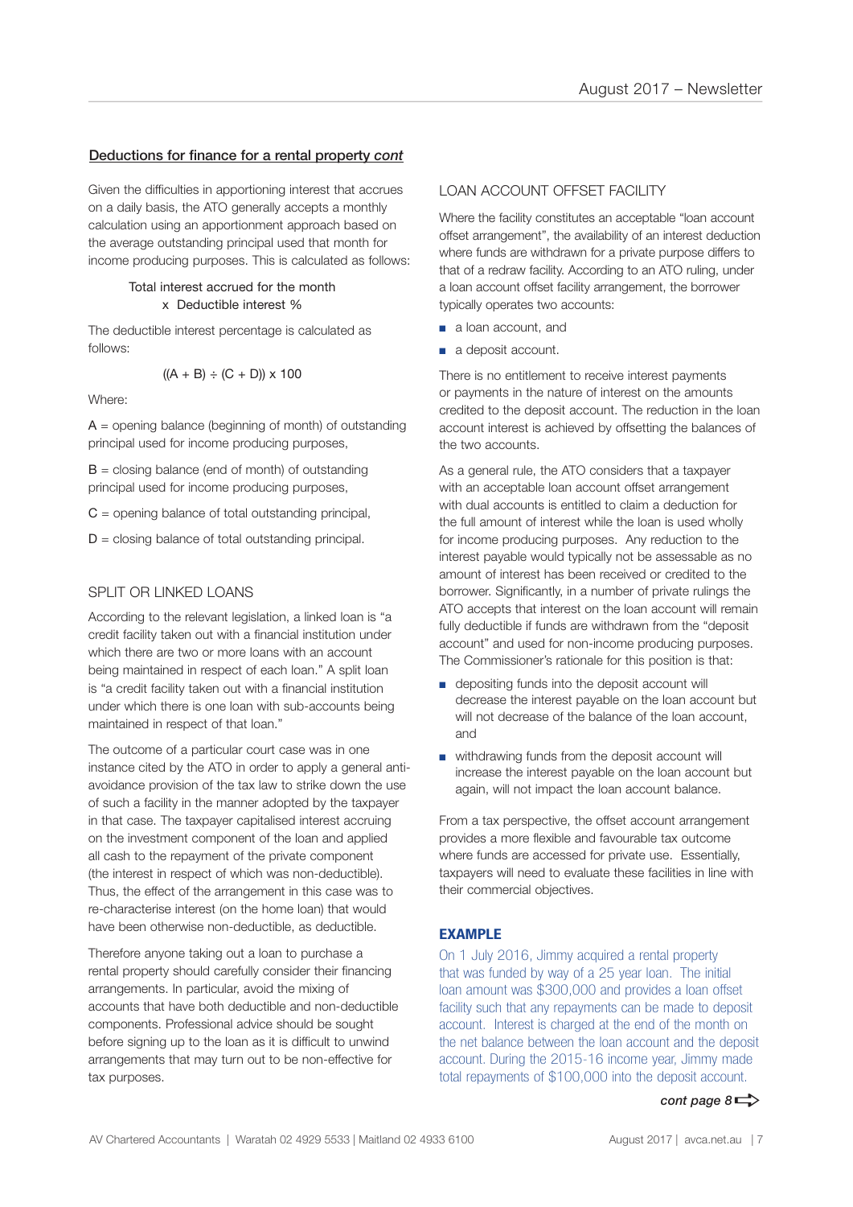## Deductions for finance for a rental property *cont*

Given the difficulties in apportioning interest that accrues on a daily basis, the ATO generally accepts a monthly calculation using an apportionment approach based on the average outstanding principal used that month for income producing purposes. This is calculated as follows:

Total interest accrued for the month
x Deductible interest %

The deductible interest percentage is calculated as follows:

$$((A + B) \div (C + D)) \times 100$$

Where:

A = opening balance (beginning of month) of outstanding principal used for income producing purposes,

B = closing balance (end of month) of outstanding principal used for income producing purposes,

C = opening balance of total outstanding principal,

D = closing balance of total outstanding principal.

### SPLIT OR LINKED LOANS

According to the relevant legislation, a linked loan is "a credit facility taken out with a financial institution under which there are two or more loans with an account being maintained in respect of each loan." A split loan is "a credit facility taken out with a financial institution under which there is one loan with sub-accounts being maintained in respect of that loan."

The outcome of a particular court case was in one instance cited by the ATO in order to apply a general anti-avoidance provision of the tax law to strike down the use of such a facility in the manner adopted by the taxpayer in that case. The taxpayer capitalised interest accruing on the investment component of the loan and applied all cash to the repayment of the private component (the interest in respect of which was non-deductible). Thus, the effect of the arrangement in this case was to re-characterise interest (on the home loan) that would have been otherwise non-deductible, as deductible.

Therefore anyone taking out a loan to purchase a rental property should carefully consider their financing arrangements. In particular, avoid the mixing of accounts that have both deductible and non-deductible components. Professional advice should be sought before signing up to the loan as it is difficult to unwind arrangements that may turn out to be non-effective for tax purposes.

### LOAN ACCOUNT OFFSET FACILITY

Where the facility constitutes an acceptable "loan account offset arrangement", the availability of an interest deduction where funds are withdrawn for a private purpose differs to that of a redraw facility. According to an ATO ruling, under a loan account offset facility arrangement, the borrower typically operates two accounts:

- a loan account, and
- a deposit account.

There is no entitlement to receive interest payments or payments in the nature of interest on the amounts credited to the deposit account. The reduction in the loan account interest is achieved by offsetting the balances of the two accounts.

As a general rule, the ATO considers that a taxpayer with an acceptable loan account offset arrangement with dual accounts is entitled to claim a deduction for the full amount of interest while the loan is used wholly for income producing purposes. Any reduction to the interest payable would typically not be assessable as no amount of interest has been received or credited to the borrower. Significantly, in a number of private rulings the ATO accepts that interest on the loan account will remain fully deductible if funds are withdrawn from the "deposit account" and used for non-income producing purposes. The Commissioner's rationale for this position is that:

- depositing funds into the deposit account will decrease the interest payable on the loan account but will not decrease of the balance of the loan account, and
- withdrawing funds from the deposit account will increase the interest payable on the loan account but again, will not impact the loan account balance.

From a tax perspective, the offset account arrangement provides a more flexible and favourable tax outcome where funds are accessed for private use. Essentially, taxpayers will need to evaluate these facilities in line with their commercial objectives.

**EXAMPLE**

On 1 July 2016, Jimmy acquired a rental property that was funded by way of a 25 year loan. The initial loan amount was $300,000 and provides a loan offset facility such that any repayments can be made to deposit account. Interest is charged at the end of the month on the net balance between the loan account and the deposit account. During the 2015-16 income year, Jimmy made total repayments of $100,000 into the deposit account.

***cont page 8***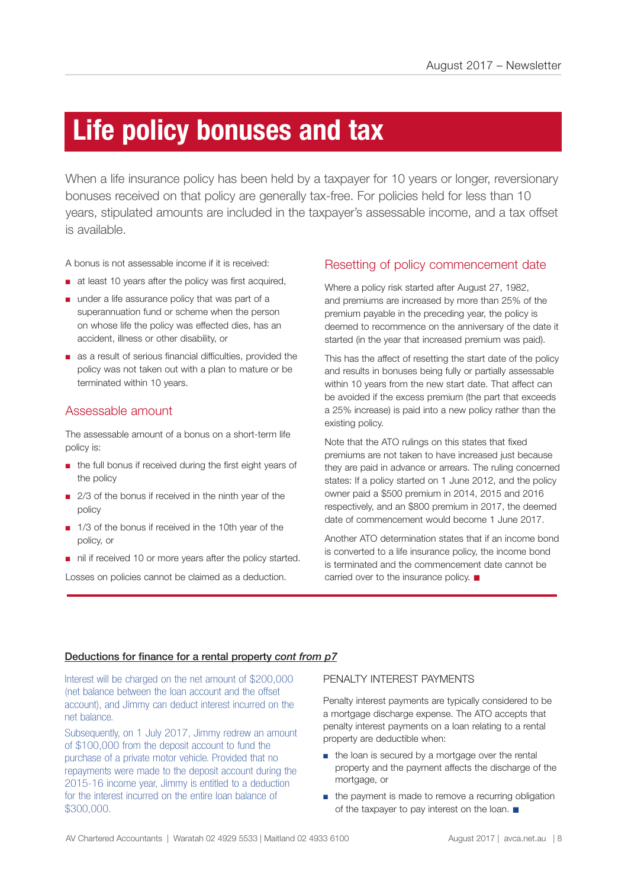# Life policy bonuses and tax

When a life insurance policy has been held by a taxpayer for 10 years or longer, reversionary bonuses received on that policy are generally tax-free. For policies held for less than 10 years, stipulated amounts are included in the taxpayer's assessable income, and a tax offset is available.

A bonus is not assessable income if it is received:

- at least 10 years after the policy was first acquired,
- under a life assurance policy that was part of a superannuation fund or scheme when the person on whose life the policy was effected dies, has an accident, illness or other disability, or
- as a result of serious financial difficulties, provided the policy was not taken out with a plan to mature or be terminated within 10 years.

## Assessable amount

The assessable amount of a bonus on a short-term life policy is:

- the full bonus if received during the first eight years of the policy
- 2/3 of the bonus if received in the ninth year of the policy
- 1/3 of the bonus if received in the 10th year of the policy, or
- nil if received 10 or more years after the policy started.

Losses on policies cannot be claimed as a deduction.

## Resetting of policy commencement date

Where a policy risk started after August 27, 1982, and premiums are increased by more than 25% of the premium payable in the preceding year, the policy is deemed to recommence on the anniversary of the date it started (in the year that increased premium was paid).

This has the affect of resetting the start date of the policy and results in bonuses being fully or partially assessable within 10 years from the new start date. That affect can be avoided if the excess premium (the part that exceeds a 25% increase) is paid into a new policy rather than the existing policy.

Note that the ATO rulings on this states that fixed premiums are not taken to have increased just because they are paid in advance or arrears. The ruling concerned states: If a policy started on 1 June 2012, and the policy owner paid a $500 premium in 2014, 2015 and 2016 respectively, and an $800 premium in 2017, the deemed date of commencement would become 1 June 2017.

Another ATO determination states that if an income bond is converted to a life insurance policy, the income bond is terminated and the commencement date cannot be carried over to the insurance policy. ■

---

**Deductions for finance for a rental property *cont from p7***

Interest will be charged on the net amount of $200,000 (net balance between the loan account and the offset account), and Jimmy can deduct interest incurred on the net balance.

Subsequently, on 1 July 2017, Jimmy redrew an amount of $100,000 from the deposit account to fund the purchase of a private motor vehicle. Provided that no repayments were made to the deposit account during the 2015-16 income year, Jimmy is entitled to a deduction for the interest incurred on the entire loan balance of $300,000.

### PENALTY INTEREST PAYMENTS

Penalty interest payments are typically considered to be a mortgage discharge expense. The ATO accepts that penalty interest payments on a loan relating to a rental property are deductible when:

- the loan is secured by a mortgage over the rental property and the payment affects the discharge of the mortgage, or
- the payment is made to remove a recurring obligation of the taxpayer to pay interest on the loan. ■